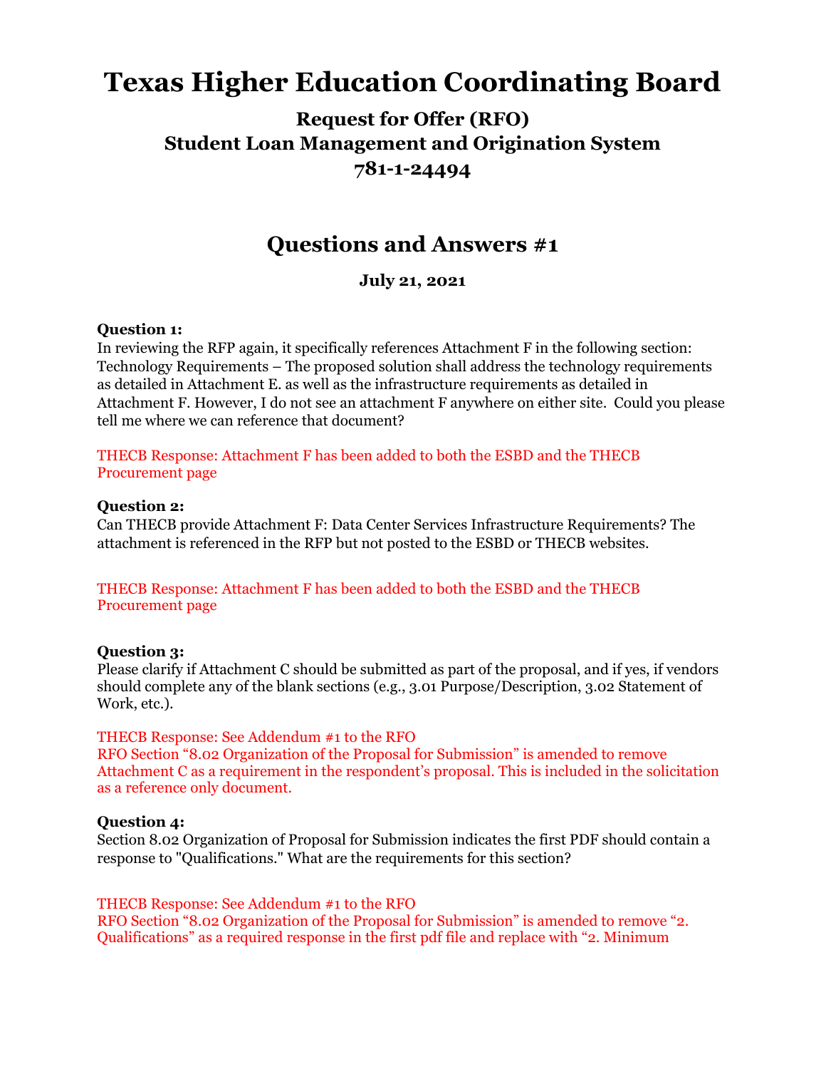# Texas Higher Education Coordinating Board

## Request for Offer (RFO)
## Student Loan Management and Origination System
## 781-1-24494

## Questions and Answers #1

**July 21, 2021**

**Question 1:**
In reviewing the RFP again, it specifically references Attachment F in the following section: Technology Requirements – The proposed solution shall address the technology requirements as detailed in Attachment E. as well as the infrastructure requirements as detailed in Attachment F. However, I do not see an attachment F anywhere on either site. Could you please tell me where we can reference that document?

THECB Response: Attachment F has been added to both the ESBD and the THECB Procurement page

**Question 2:**
Can THECB provide Attachment F: Data Center Services Infrastructure Requirements? The attachment is referenced in the RFP but not posted to the ESBD or THECB websites.

THECB Response: Attachment F has been added to both the ESBD and the THECB Procurement page

**Question 3:**
Please clarify if Attachment C should be submitted as part of the proposal, and if yes, if vendors should complete any of the blank sections (e.g., 3.01 Purpose/Description, 3.02 Statement of Work, etc.).

THECB Response: See Addendum #1 to the RFO
RFO Section "8.02 Organization of the Proposal for Submission" is amended to remove Attachment C as a requirement in the respondent's proposal. This is included in the solicitation as a reference only document.

**Question 4:**
Section 8.02 Organization of Proposal for Submission indicates the first PDF should contain a response to "Qualifications." What are the requirements for this section?

THECB Response: See Addendum #1 to the RFO
RFO Section "8.02 Organization of the Proposal for Submission" is amended to remove "2. Qualifications" as a required response in the first pdf file and replace with "2. Minimum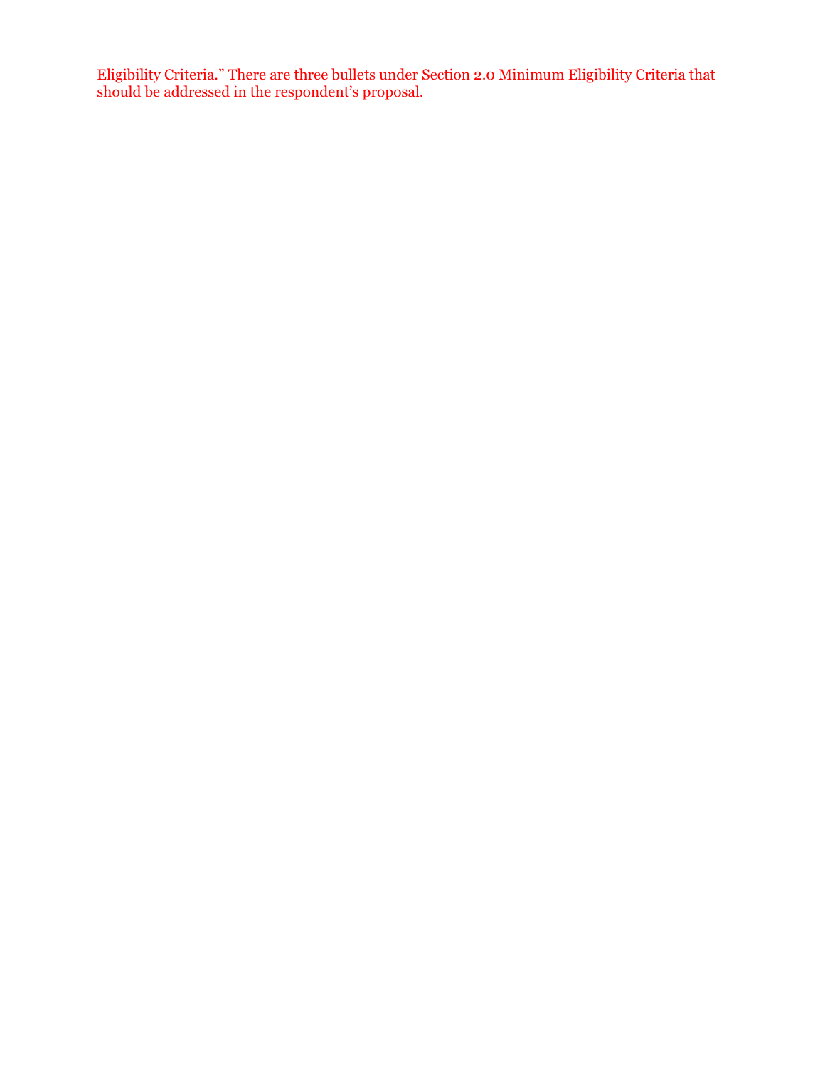Eligibility Criteria." There are three bullets under Section 2.0 Minimum Eligibility Criteria that should be addressed in the respondent's proposal.